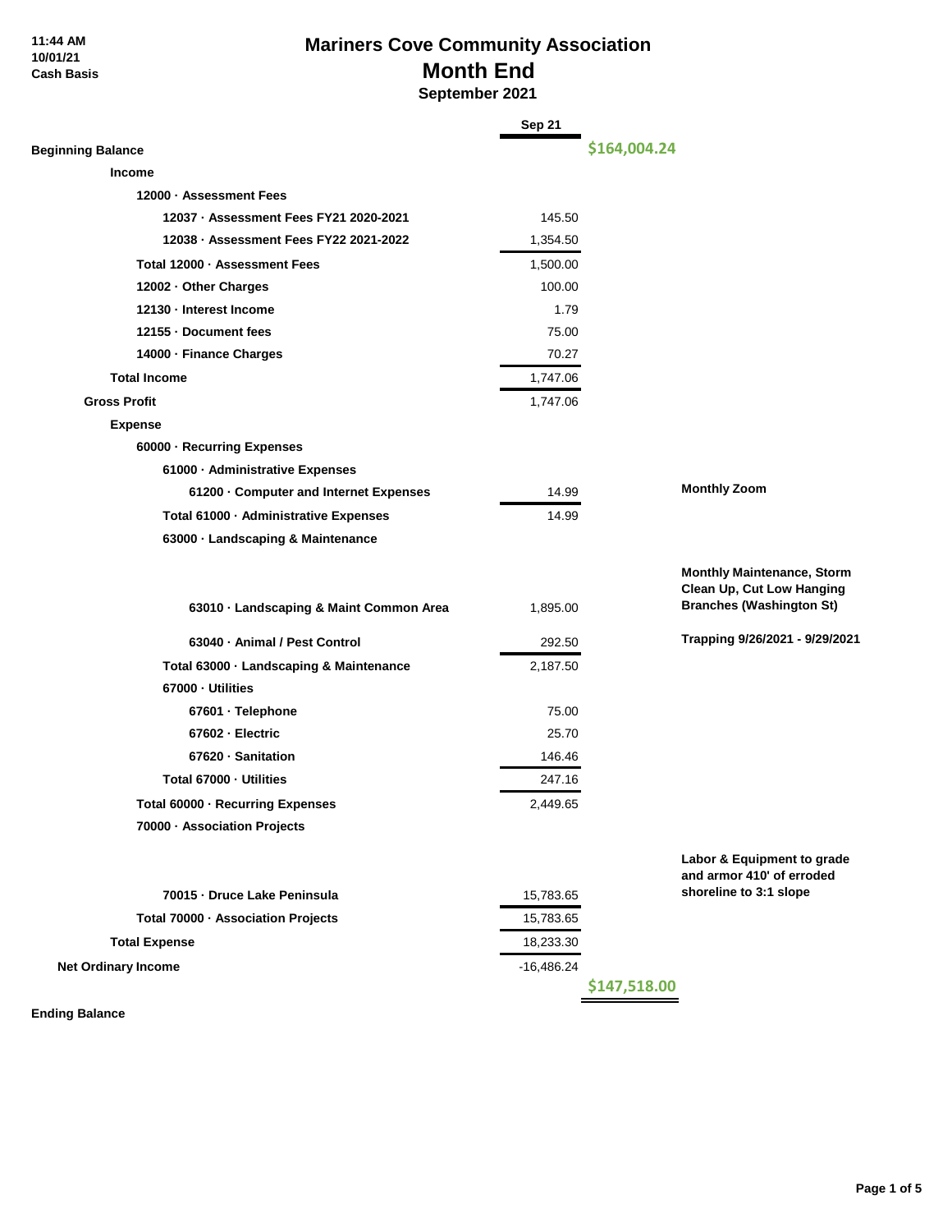11:44 AM
10/01/21
Cash Basis

# Mariners Cove Community Association
## Month End
### September 2021

| | Sep 21 | | |
|---|---|---|---|
| **Beginning Balance** | | $164,004.24 | |
| **Income** | | | |
| 12000 · Assessment Fees | | | |
| 12037 · Assessment Fees FY21 2020-2021 | 145.50 | | |
| 12038 · Assessment Fees FY22 2021-2022 | 1,354.50 | | |
| Total 12000 · Assessment Fees | 1,500.00 | | |
| 12002 · Other Charges | 100.00 | | |
| 12130 · Interest Income | 1.79 | | |
| 12155 · Document fees | 75.00 | | |
| 14000 · Finance Charges | 70.27 | | |
| **Total Income** | 1,747.06 | | |
| **Gross Profit** | 1,747.06 | | |
| **Expense** | | | |
| 60000 · Recurring Expenses | | | |
| 61000 · Administrative Expenses | | | |
| 61200 · Computer and Internet Expenses | 14.99 | | Monthly Zoom |
| Total 61000 · Administrative Expenses | 14.99 | | |
| 63000 · Landscaping & Maintenance | | | |
| 63010 · Landscaping & Maint Common Area | 1,895.00 | | Monthly Maintenance, Storm Clean Up, Cut Low Hanging Branches (Washington St) |
| 63040 · Animal / Pest Control | 292.50 | | Trapping 9/26/2021 - 9/29/2021 |
| Total 63000 · Landscaping & Maintenance | 2,187.50 | | |
| 67000 · Utilities | | | |
| 67601 · Telephone | 75.00 | | |
| 67602 · Electric | 25.70 | | |
| 67620 · Sanitation | 146.46 | | |
| Total 67000 · Utilities | 247.16 | | |
| Total 60000 · Recurring Expenses | 2,449.65 | | |
| 70000 · Association Projects | | | |
| 70015 · Druce Lake Peninsula | 15,783.65 | | Labor & Equipment to grade and armor 410' of erroded shoreline to 3:1 slope |
| Total 70000 · Association Projects | 15,783.65 | | |
| **Total Expense** | 18,233.30 | | |
| **Net Ordinary Income** | -16,486.24 | | |
| **Ending Balance** | | $147,518.00 | |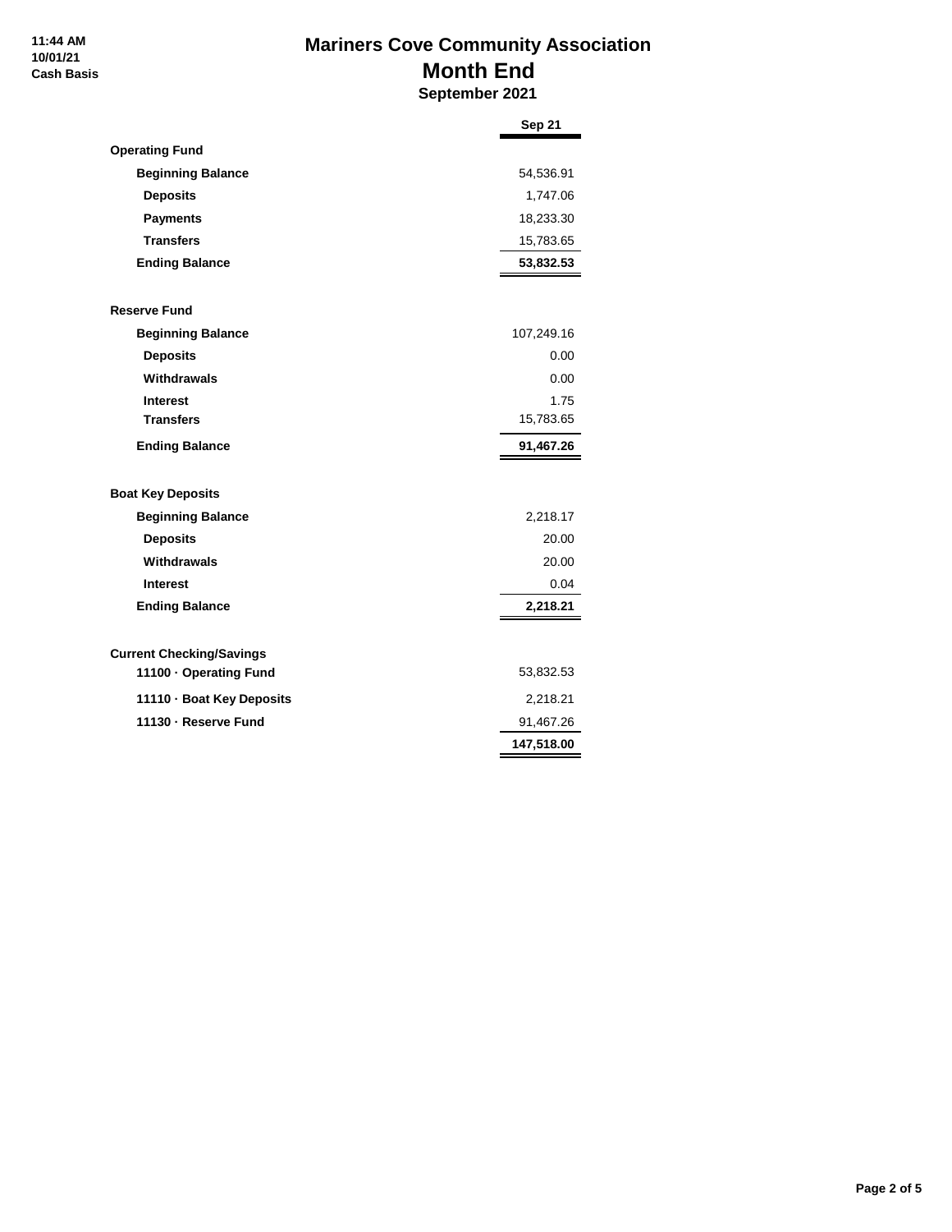11:44 AM
10/01/21
Cash Basis

# Mariners Cove Community Association
## Month End
### September 2021

| | Sep 21 |
|---|---|
| **Operating Fund** | |
| **Beginning Balance** | 54,536.91 |
| **Deposits** | 1,747.06 |
| **Payments** | 18,233.30 |
| **Transfers** | 15,783.65 |
| **Ending Balance** | **53,832.53** |
| **Reserve Fund** | |
| **Beginning Balance** | 107,249.16 |
| **Deposits** | 0.00 |
| **Withdrawals** | 0.00 |
| **Interest** | 1.75 |
| **Transfers** | 15,783.65 |
| **Ending Balance** | **91,467.26** |
| **Boat Key Deposits** | |
| **Beginning Balance** | 2,218.17 |
| **Deposits** | 20.00 |
| **Withdrawals** | 20.00 |
| **Interest** | 0.04 |
| **Ending Balance** | **2,218.21** |
| **Current Checking/Savings** | |
| **11100 · Operating Fund** | 53,832.53 |
| **11110 · Boat Key Deposits** | 2,218.21 |
| **11130 · Reserve Fund** | 91,467.26 |
| | **147,518.00** |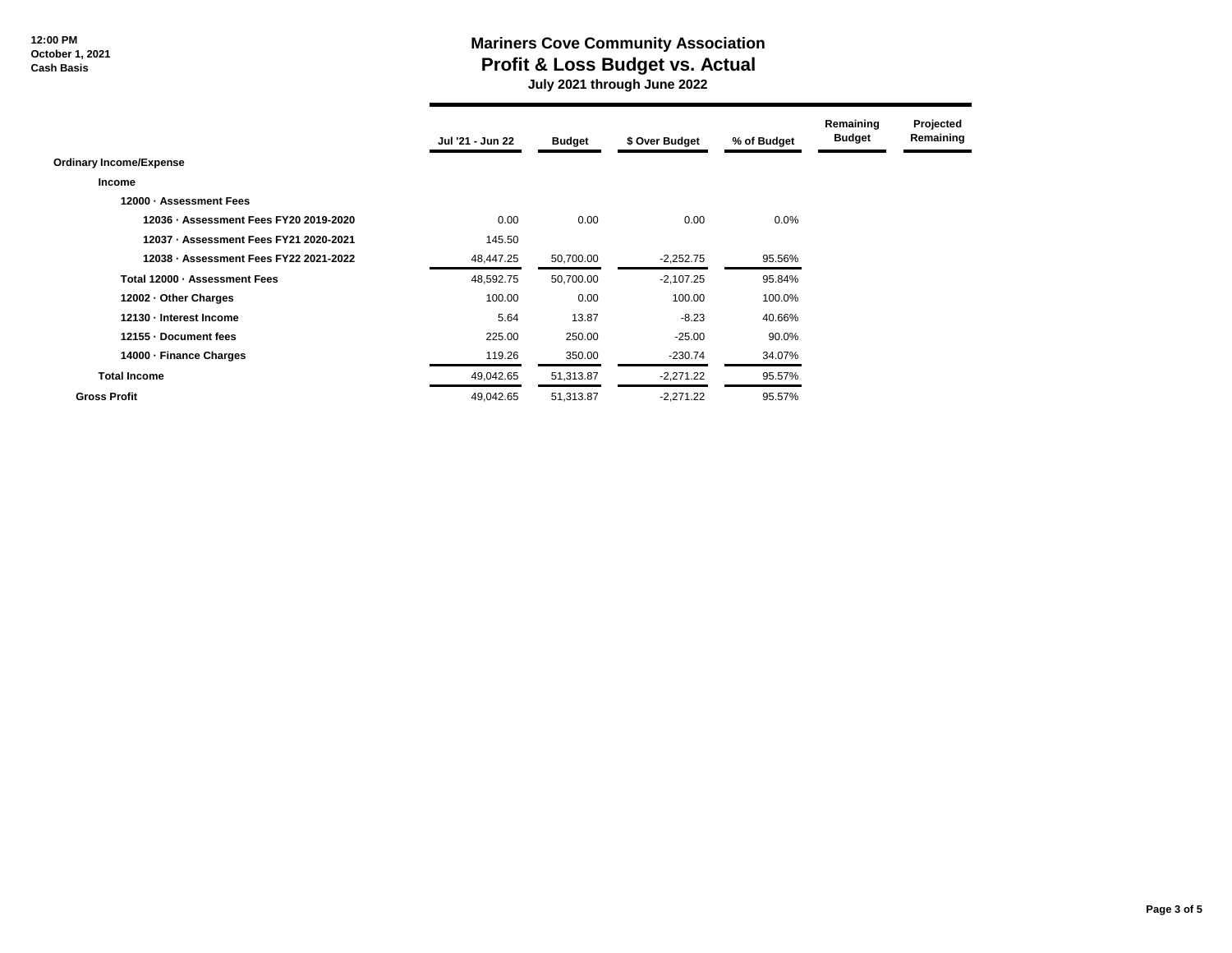12:00 PM
October 1, 2021
Cash Basis

# Mariners Cove Community Association
## Profit & Loss Budget vs. Actual
### July 2021 through June 2022

| | Jul '21 - Jun 22 | Budget | $ Over Budget | % of Budget | Remaining Budget | Projected Remaining |
|---|---|---|---|---|---|---|
| **Ordinary Income/Expense** | | | | | | |
| **Income** | | | | | | |
| **12000 · Assessment Fees** | | | | | | |
| **12036 · Assessment Fees FY20 2019-2020** | 0.00 | 0.00 | 0.00 | 0.0% | | |
| **12037 · Assessment Fees FY21 2020-2021** | 145.50 | | | | | |
| **12038 · Assessment Fees FY22 2021-2022** | 48,447.25 | 50,700.00 | -2,252.75 | 95.56% | | |
| **Total 12000 · Assessment Fees** | 48,592.75 | 50,700.00 | -2,107.25 | 95.84% | | |
| **12002 · Other Charges** | 100.00 | 0.00 | 100.00 | 100.0% | | |
| **12130 · Interest Income** | 5.64 | 13.87 | -8.23 | 40.66% | | |
| **12155 · Document fees** | 225.00 | 250.00 | -25.00 | 90.0% | | |
| **14000 · Finance Charges** | 119.26 | 350.00 | -230.74 | 34.07% | | |
| **Total Income** | 49,042.65 | 51,313.87 | -2,271.22 | 95.57% | | |
| **Gross Profit** | 49,042.65 | 51,313.87 | -2,271.22 | 95.57% | | |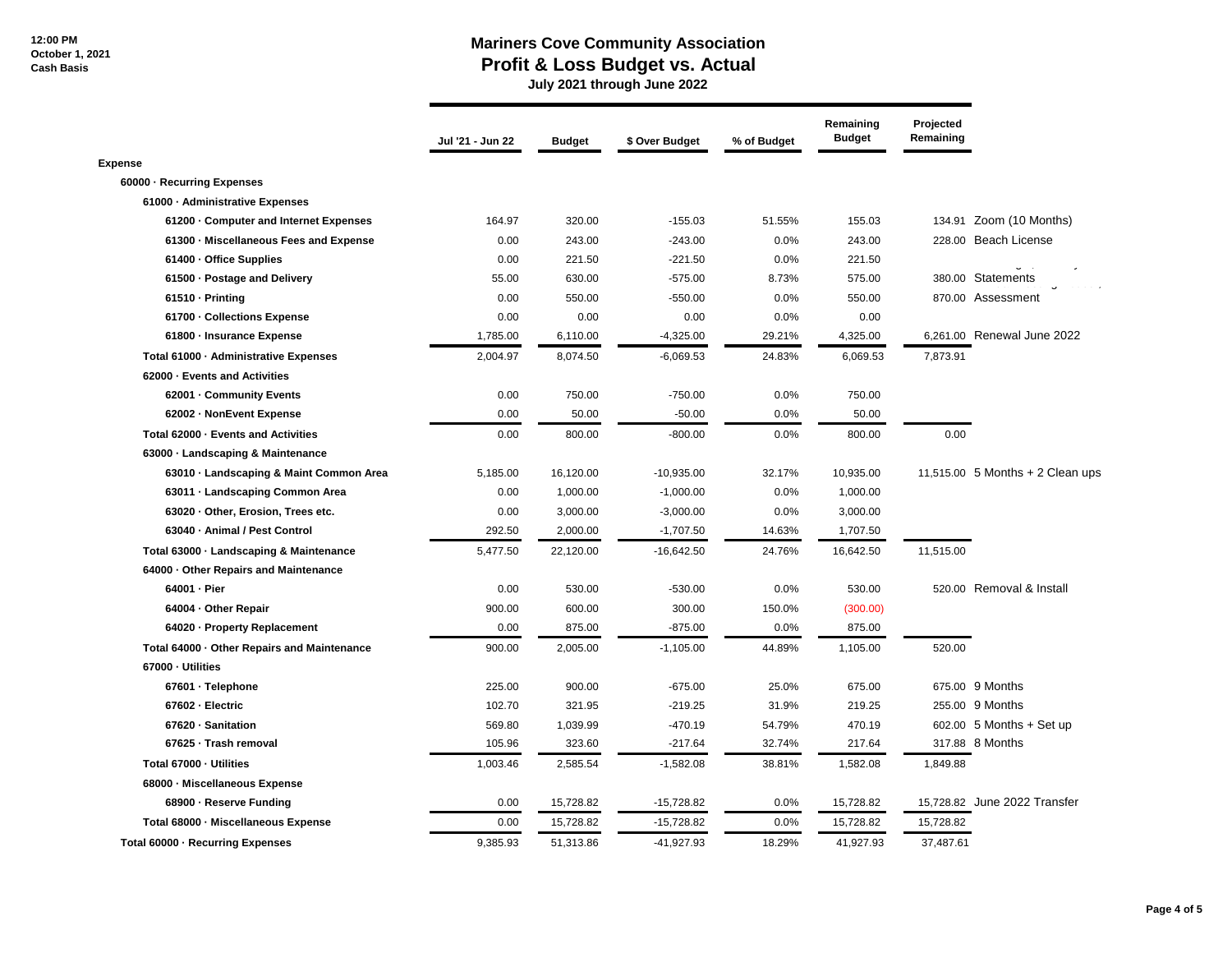# Mariners Cove Community Association

## Profit & Loss Budget vs. Actual

**July 2021 through June 2022**

12:00 PM
October 1, 2021
Cash Basis

| | Jul '21 - Jun 22 | Budget | $ Over Budget | % of Budget | Remaining Budget | Projected Remaining | |
|---|---|---|---|---|---|---|---|
| **Expense** | | | | | | | |
| **60000 · Recurring Expenses** | | | | | | | |
| **61000 · Administrative Expenses** | | | | | | | |
| **61200 · Computer and Internet Expenses** | 164.97 | 320.00 | -155.03 | 51.55% | 155.03 | 134.91 | Zoom (10 Months) |
| **61300 · Miscellaneous Fees and Expense** | 0.00 | 243.00 | -243.00 | 0.0% | 243.00 | 228.00 | Beach License |
| **61400 · Office Supplies** | 0.00 | 221.50 | -221.50 | 0.0% | 221.50 | | |
| **61500 · Postage and Delivery** | 55.00 | 630.00 | -575.00 | 8.73% | 575.00 | 380.00 | Statements |
| **61510 · Printing** | 0.00 | 550.00 | -550.00 | 0.0% | 550.00 | 870.00 | Assessment |
| **61700 · Collections Expense** | 0.00 | 0.00 | 0.00 | 0.0% | 0.00 | | |
| **61800 · Insurance Expense** | 1,785.00 | 6,110.00 | -4,325.00 | 29.21% | 4,325.00 | 6,261.00 | Renewal June 2022 |
| **Total 61000 · Administrative Expenses** | 2,004.97 | 8,074.50 | -6,069.53 | 24.83% | 6,069.53 | 7,873.91 | |
| **62000 · Events and Activities** | | | | | | | |
| **62001 · Community Events** | 0.00 | 750.00 | -750.00 | 0.0% | 750.00 | | |
| **62002 · NonEvent Expense** | 0.00 | 50.00 | -50.00 | 0.0% | 50.00 | | |
| **Total 62000 · Events and Activities** | 0.00 | 800.00 | -800.00 | 0.0% | 800.00 | 0.00 | |
| **63000 · Landscaping & Maintenance** | | | | | | | |
| **63010 · Landscaping & Maint Common Area** | 5,185.00 | 16,120.00 | -10,935.00 | 32.17% | 10,935.00 | 11,515.00 | 5 Months + 2 Clean ups |
| **63011 · Landscaping Common Area** | 0.00 | 1,000.00 | -1,000.00 | 0.0% | 1,000.00 | | |
| **63020 · Other, Erosion, Trees etc.** | 0.00 | 3,000.00 | -3,000.00 | 0.0% | 3,000.00 | | |
| **63040 · Animal / Pest Control** | 292.50 | 2,000.00 | -1,707.50 | 14.63% | 1,707.50 | | |
| **Total 63000 · Landscaping & Maintenance** | 5,477.50 | 22,120.00 | -16,642.50 | 24.76% | 16,642.50 | 11,515.00 | |
| **64000 · Other Repairs and Maintenance** | | | | | | | |
| **64001 · Pier** | 0.00 | 530.00 | -530.00 | 0.0% | 530.00 | 520.00 | Removal & Install |
| **64004 · Other Repair** | 900.00 | 600.00 | 300.00 | 150.0% | (300.00) | | |
| **64020 · Property Replacement** | 0.00 | 875.00 | -875.00 | 0.0% | 875.00 | | |
| **Total 64000 · Other Repairs and Maintenance** | 900.00 | 2,005.00 | -1,105.00 | 44.89% | 1,105.00 | 520.00 | |
| **67000 · Utilities** | | | | | | | |
| **67601 · Telephone** | 225.00 | 900.00 | -675.00 | 25.0% | 675.00 | 675.00 | 9 Months |
| **67602 · Electric** | 102.70 | 321.95 | -219.25 | 31.9% | 219.25 | 255.00 | 9 Months |
| **67620 · Sanitation** | 569.80 | 1,039.99 | -470.19 | 54.79% | 470.19 | 602.00 | 5 Months + Set up |
| **67625 · Trash removal** | 105.96 | 323.60 | -217.64 | 32.74% | 217.64 | 317.88 | 8 Months |
| **Total 67000 · Utilities** | 1,003.46 | 2,585.54 | -1,582.08 | 38.81% | 1,582.08 | 1,849.88 | |
| **68000 · Miscellaneous Expense** | | | | | | | |
| **68900 · Reserve Funding** | 0.00 | 15,728.82 | -15,728.82 | 0.0% | 15,728.82 | 15,728.82 | June 2022 Transfer |
| **Total 68000 · Miscellaneous Expense** | 0.00 | 15,728.82 | -15,728.82 | 0.0% | 15,728.82 | 15,728.82 | |
| **Total 60000 · Recurring Expenses** | 9,385.93 | 51,313.86 | -41,927.93 | 18.29% | 41,927.93 | 37,487.61 | |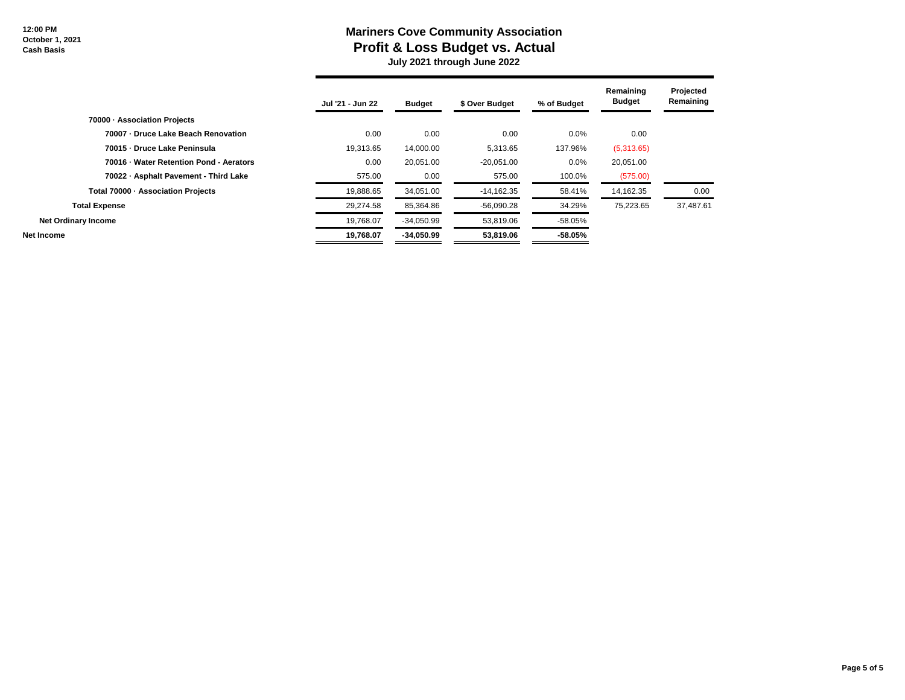12:00 PM
October 1, 2021
Cash Basis

# Mariners Cove Community Association
## Profit & Loss Budget vs. Actual
### July 2021 through June 2022

| | Jul '21 - Jun 22 | Budget | $ Over Budget | % of Budget | Remaining Budget | Projected Remaining |
|---|---|---|---|---|---|---|
| **70000 · Association Projects** | | | | | | |
| **70007 · Druce Lake Beach Renovation** | 0.00 | 0.00 | 0.00 | 0.0% | 0.00 | |
| **70015 · Druce Lake Peninsula** | 19,313.65 | 14,000.00 | 5,313.65 | 137.96% | (5,313.65) | |
| **70016 · Water Retention Pond - Aerators** | 0.00 | 20,051.00 | -20,051.00 | 0.0% | 20,051.00 | |
| **70022 · Asphalt Pavement - Third Lake** | 575.00 | 0.00 | 575.00 | 100.0% | (575.00) | |
| **Total 70000 · Association Projects** | 19,888.65 | 34,051.00 | -14,162.35 | 58.41% | 14,162.35 | 0.00 |
| **Total Expense** | 29,274.58 | 85,364.86 | -56,090.28 | 34.29% | 75,223.65 | 37,487.61 |
| **Net Ordinary Income** | 19,768.07 | -34,050.99 | 53,819.06 | -58.05% | | |
| **Net Income** | **19,768.07** | **-34,050.99** | **53,819.06** | **-58.05%** | | |